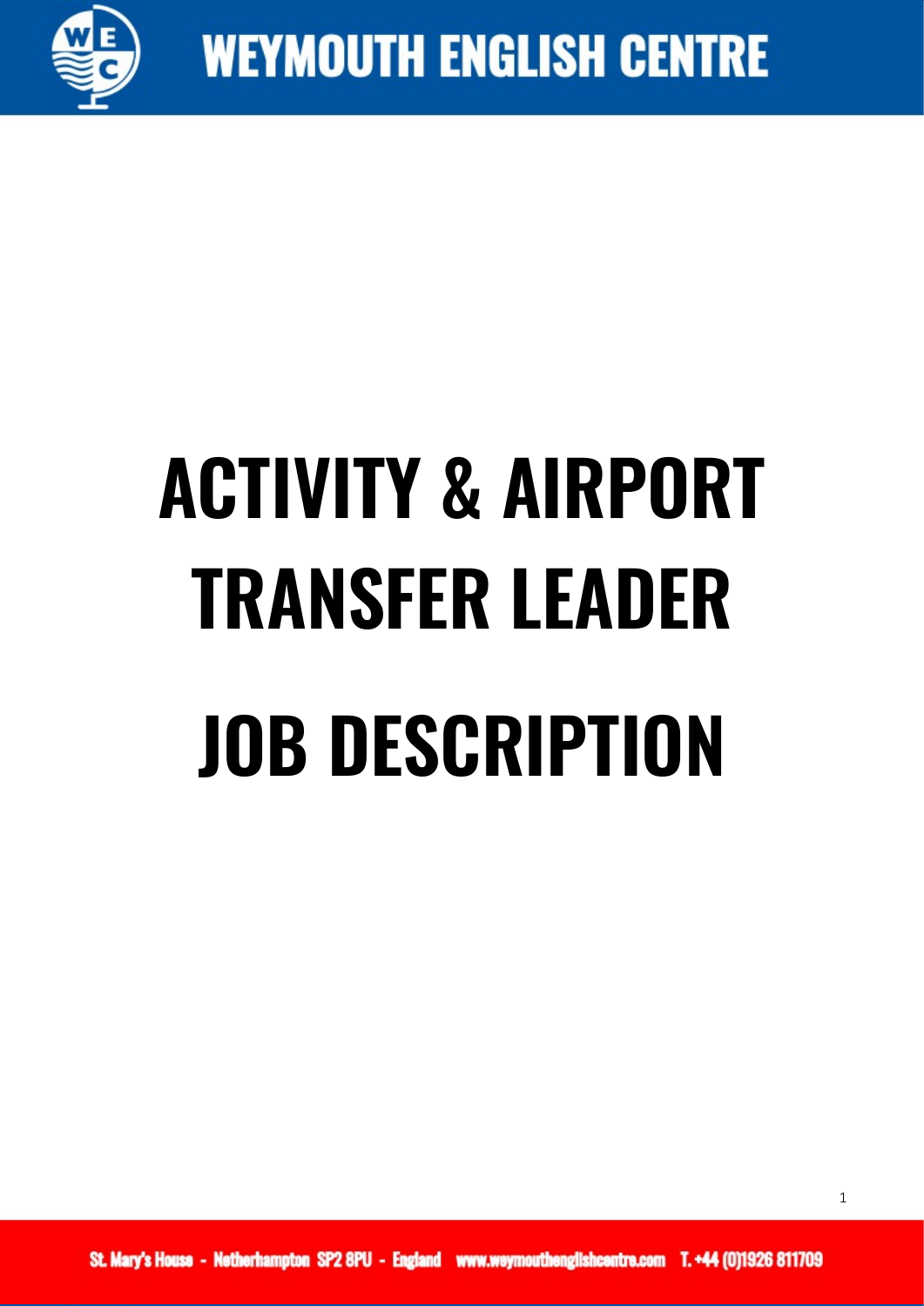# ACTIVITY & AIRPORT TRANSFER LEADER

# JOB DESCRIPTION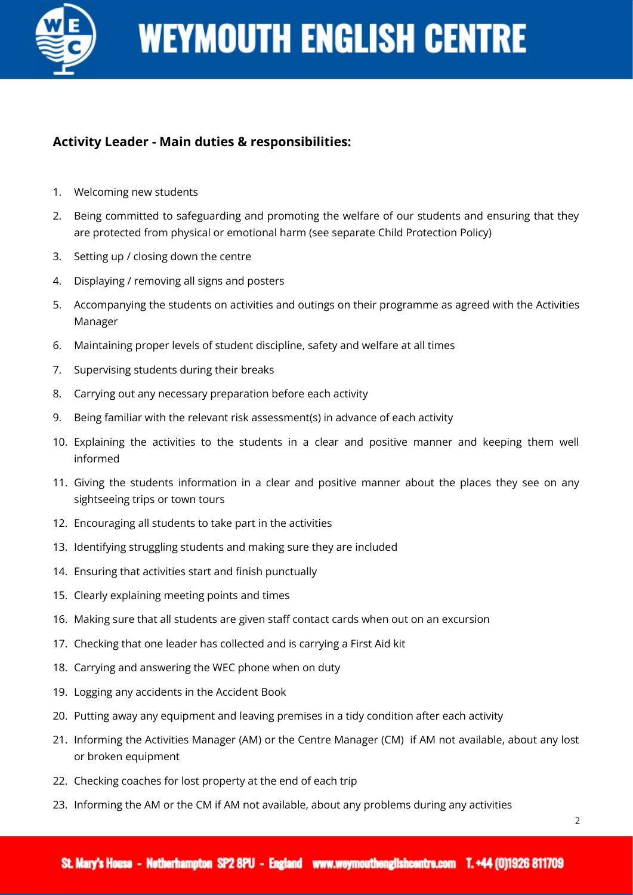## Activity Leader - Main duties & responsibilities:

1. Welcoming new students
2. Being committed to safeguarding and promoting the welfare of our students and ensuring that they are protected from physical or emotional harm (see separate Child Protection Policy)
3. Setting up / closing down the centre
4. Displaying / removing all signs and posters
5. Accompanying the students on activities and outings on their programme as agreed with the Activities Manager
6. Maintaining proper levels of student discipline, safety and welfare at all times
7. Supervising students during their breaks
8. Carrying out any necessary preparation before each activity
9. Being familiar with the relevant risk assessment(s) in advance of each activity
10. Explaining the activities to the students in a clear and positive manner and keeping them well informed
11. Giving the students information in a clear and positive manner about the places they see on any sightseeing trips or town tours
12. Encouraging all students to take part in the activities
13. Identifying struggling students and making sure they are included
14. Ensuring that activities start and finish punctually
15. Clearly explaining meeting points and times
16. Making sure that all students are given staff contact cards when out on an excursion
17. Checking that one leader has collected and is carrying a First Aid kit
18. Carrying and answering the WEC phone when on duty
19. Logging any accidents in the Accident Book
20. Putting away any equipment and leaving premises in a tidy condition after each activity
21. Informing the Activities Manager (AM) or the Centre Manager (CM) if AM not available, about any lost or broken equipment
22. Checking coaches for lost property at the end of each trip
23. Informing the AM or the CM if AM not available, about any problems during any activities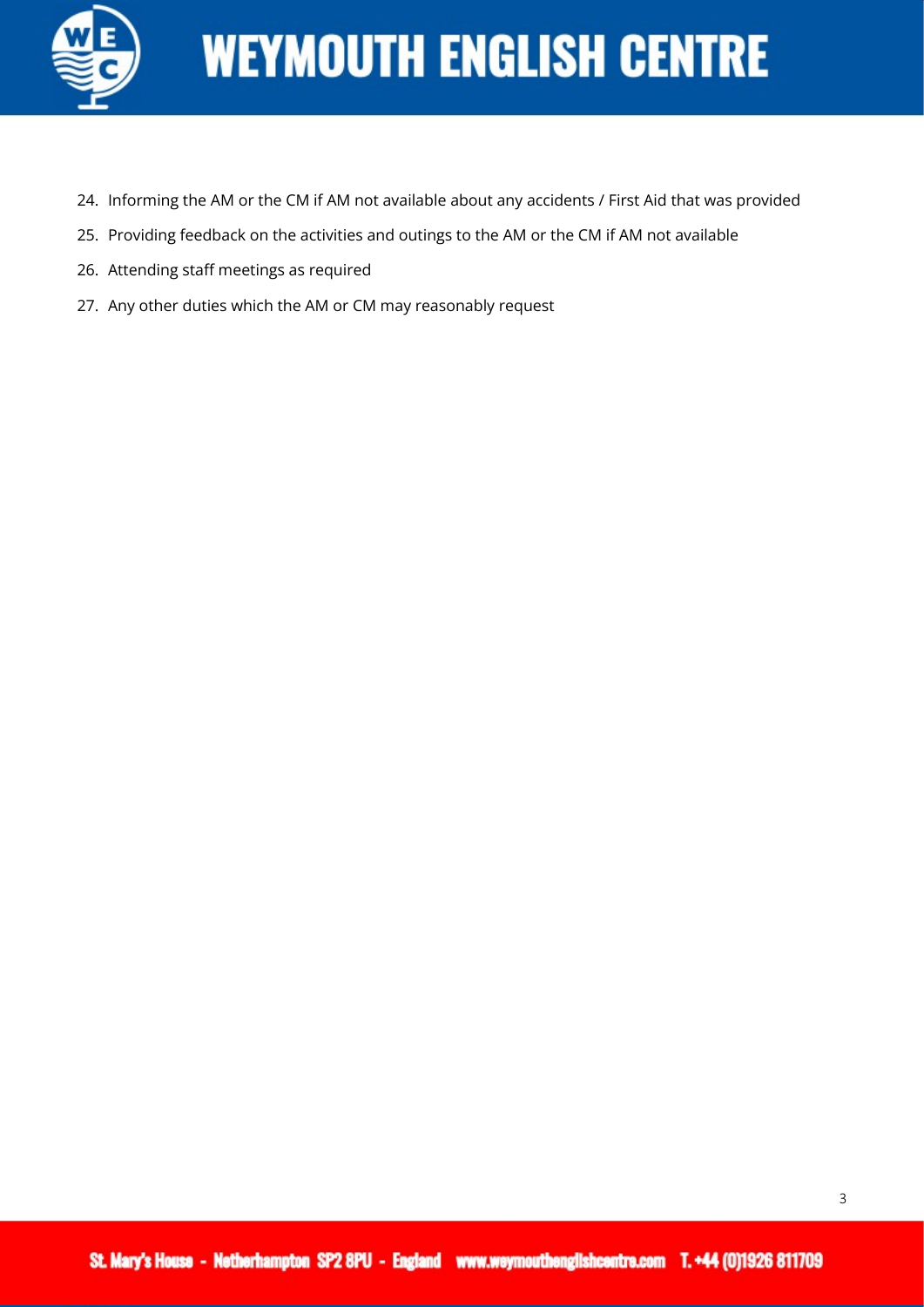24. Informing the AM or the CM if AM not available about any accidents / First Aid that was provided
25. Providing feedback on the activities and outings to the AM or the CM if AM not available
26. Attending staff meetings as required
27. Any other duties which the AM or CM may reasonably request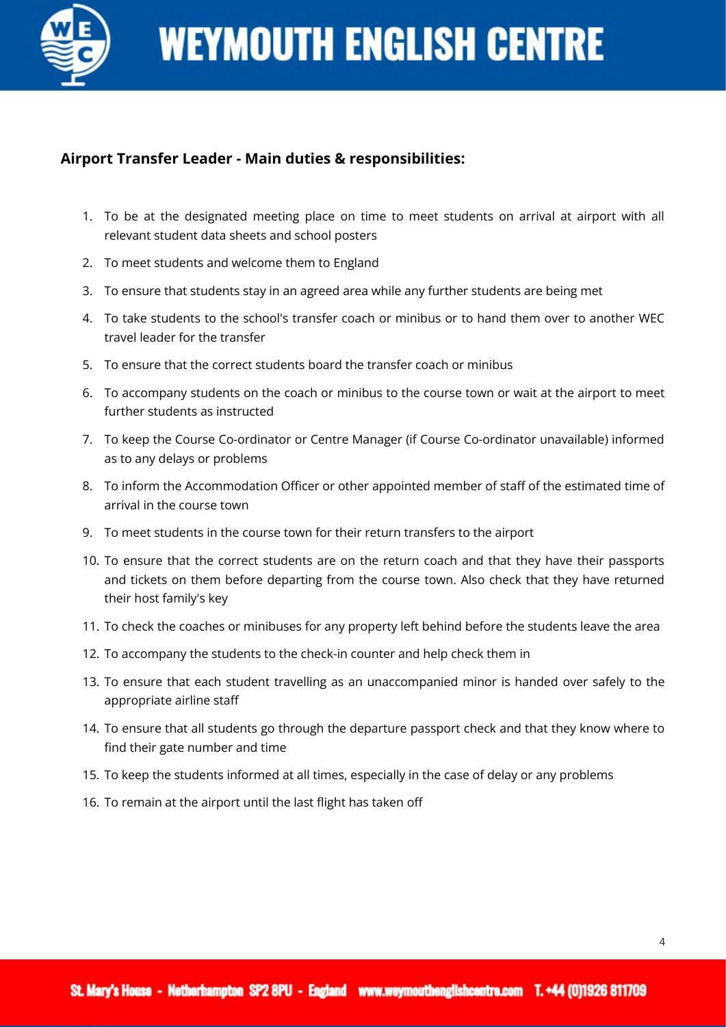**Airport Transfer Leader - Main duties & responsibilities:**

1. To be at the designated meeting place on time to meet students on arrival at airport with all relevant student data sheets and school posters
2. To meet students and welcome them to England
3. To ensure that students stay in an agreed area while any further students are being met
4. To take students to the school's transfer coach or minibus or to hand them over to another WEC travel leader for the transfer
5. To ensure that the correct students board the transfer coach or minibus
6. To accompany students on the coach or minibus to the course town or wait at the airport to meet further students as instructed
7. To keep the Course Co-ordinator or Centre Manager (if Course Co-ordinator unavailable) informed as to any delays or problems
8. To inform the Accommodation Officer or other appointed member of staff of the estimated time of arrival in the course town
9. To meet students in the course town for their return transfers to the airport
10. To ensure that the correct students are on the return coach and that they have their passports and tickets on them before departing from the course town. Also check that they have returned their host family's key
11. To check the coaches or minibuses for any property left behind before the students leave the area
12. To accompany the students to the check-in counter and help check them in
13. To ensure that each student travelling as an unaccompanied minor is handed over safely to the appropriate airline staff
14. To ensure that all students go through the departure passport check and that they know where to find their gate number and time
15. To keep the students informed at all times, especially in the case of delay or any problems
16. To remain at the airport until the last flight has taken off